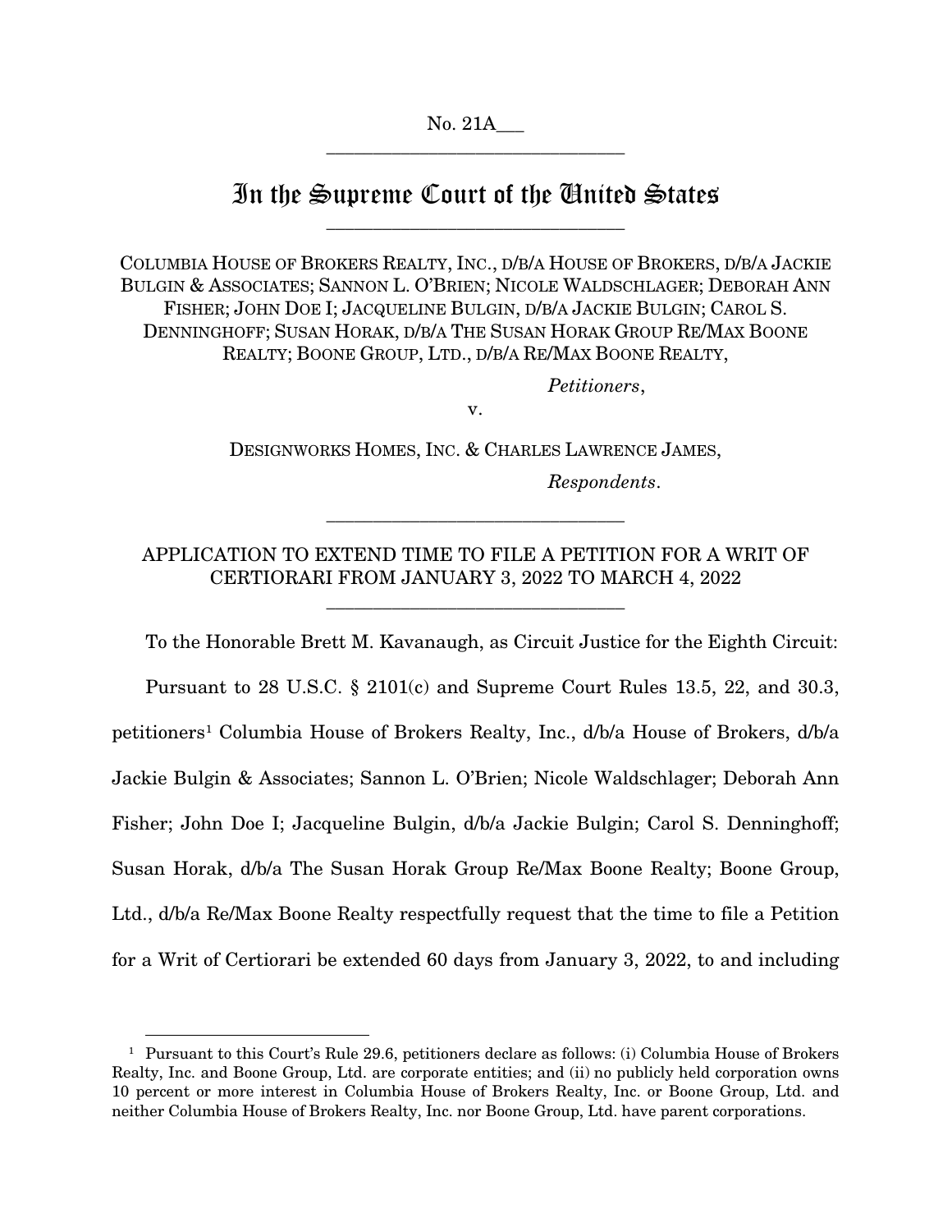No. 21A___

---

# In the Supreme Court of the United States

---

COLUMBIA HOUSE OF BROKERS REALTY, INC., D/B/A HOUSE OF BROKERS, D/B/A JACKIE BULGIN & ASSOCIATES; SANNON L. O'BRIEN; NICOLE WALDSCHLAGER; DEBORAH ANN FISHER; JOHN DOE I; JACQUELINE BULGIN, D/B/A JACKIE BULGIN; CAROL S. DENNINGHOFF; SUSAN HORAK, D/B/A THE SUSAN HORAK GROUP RE/MAX BOONE REALTY; BOONE GROUP, LTD., D/B/A RE/MAX BOONE REALTY,

*Petitioners*,

v.

DESIGNWORKS HOMES, INC. & CHARLES LAWRENCE JAMES,

*Respondents*.

---

APPLICATION TO EXTEND TIME TO FILE A PETITION FOR A WRIT OF CERTIORARI FROM JANUARY 3, 2022 TO MARCH 4, 2022

---

To the Honorable Brett M. Kavanaugh, as Circuit Justice for the Eighth Circuit:

Pursuant to 28 U.S.C. § 2101(c) and Supreme Court Rules 13.5, 22, and 30.3, petitioners[1] Columbia House of Brokers Realty, Inc., d/b/a House of Brokers, d/b/a Jackie Bulgin & Associates; Sannon L. O'Brien; Nicole Waldschlager; Deborah Ann Fisher; John Doe I; Jacqueline Bulgin, d/b/a Jackie Bulgin; Carol S. Denninghoff; Susan Horak, d/b/a The Susan Horak Group Re/Max Boone Realty; Boone Group, Ltd., d/b/a Re/Max Boone Realty respectfully request that the time to file a Petition for a Writ of Certiorari be extended 60 days from January 3, 2022, to and including

---

[1] Pursuant to this Court's Rule 29.6, petitioners declare as follows: (i) Columbia House of Brokers Realty, Inc. and Boone Group, Ltd. are corporate entities; and (ii) no publicly held corporation owns 10 percent or more interest in Columbia House of Brokers Realty, Inc. or Boone Group, Ltd. and neither Columbia House of Brokers Realty, Inc. nor Boone Group, Ltd. have parent corporations.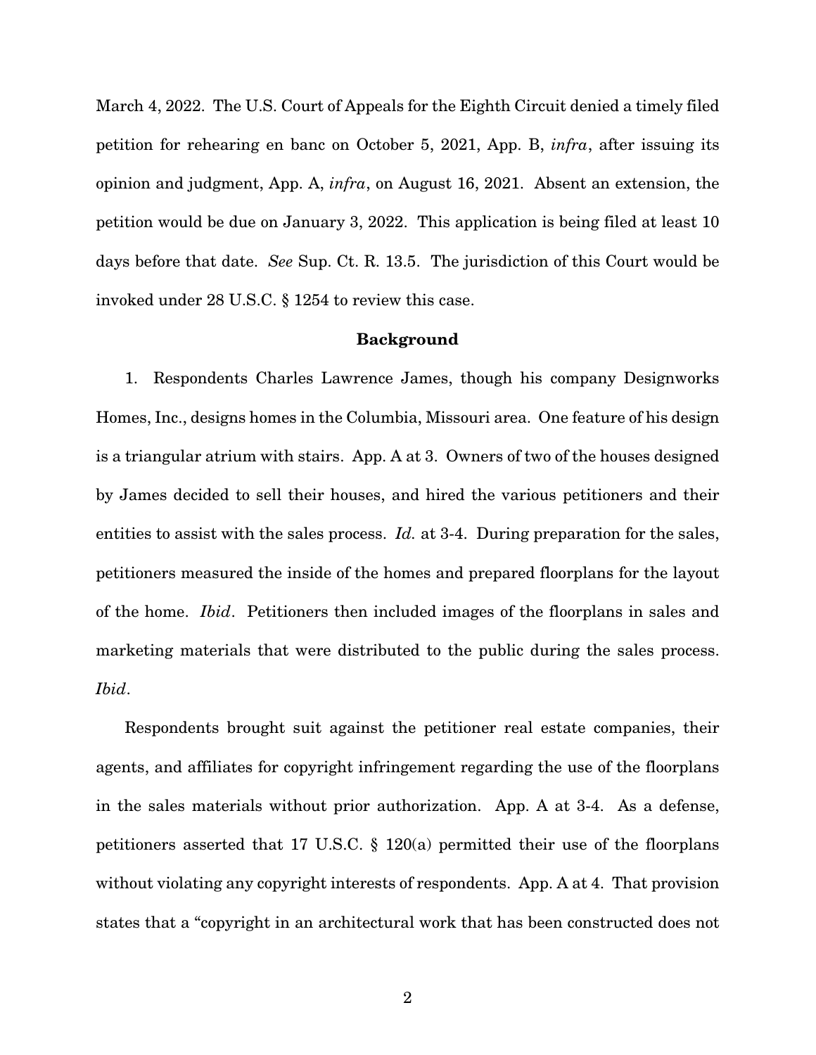March 4, 2022. The U.S. Court of Appeals for the Eighth Circuit denied a timely filed petition for rehearing en banc on October 5, 2021, App. B, *infra*, after issuing its opinion and judgment, App. A, *infra*, on August 16, 2021. Absent an extension, the petition would be due on January 3, 2022. This application is being filed at least 10 days before that date. *See* Sup. Ct. R. 13.5. The jurisdiction of this Court would be invoked under 28 U.S.C. § 1254 to review this case.

**Background**

1. Respondents Charles Lawrence James, though his company Designworks Homes, Inc., designs homes in the Columbia, Missouri area. One feature of his design is a triangular atrium with stairs. App. A at 3. Owners of two of the houses designed by James decided to sell their houses, and hired the various petitioners and their entities to assist with the sales process. *Id.* at 3-4. During preparation for the sales, petitioners measured the inside of the homes and prepared floorplans for the layout of the home. *Ibid*. Petitioners then included images of the floorplans in sales and marketing materials that were distributed to the public during the sales process. *Ibid*.

Respondents brought suit against the petitioner real estate companies, their agents, and affiliates for copyright infringement regarding the use of the floorplans in the sales materials without prior authorization. App. A at 3-4. As a defense, petitioners asserted that 17 U.S.C. § 120(a) permitted their use of the floorplans without violating any copyright interests of respondents. App. A at 4. That provision states that a "copyright in an architectural work that has been constructed does not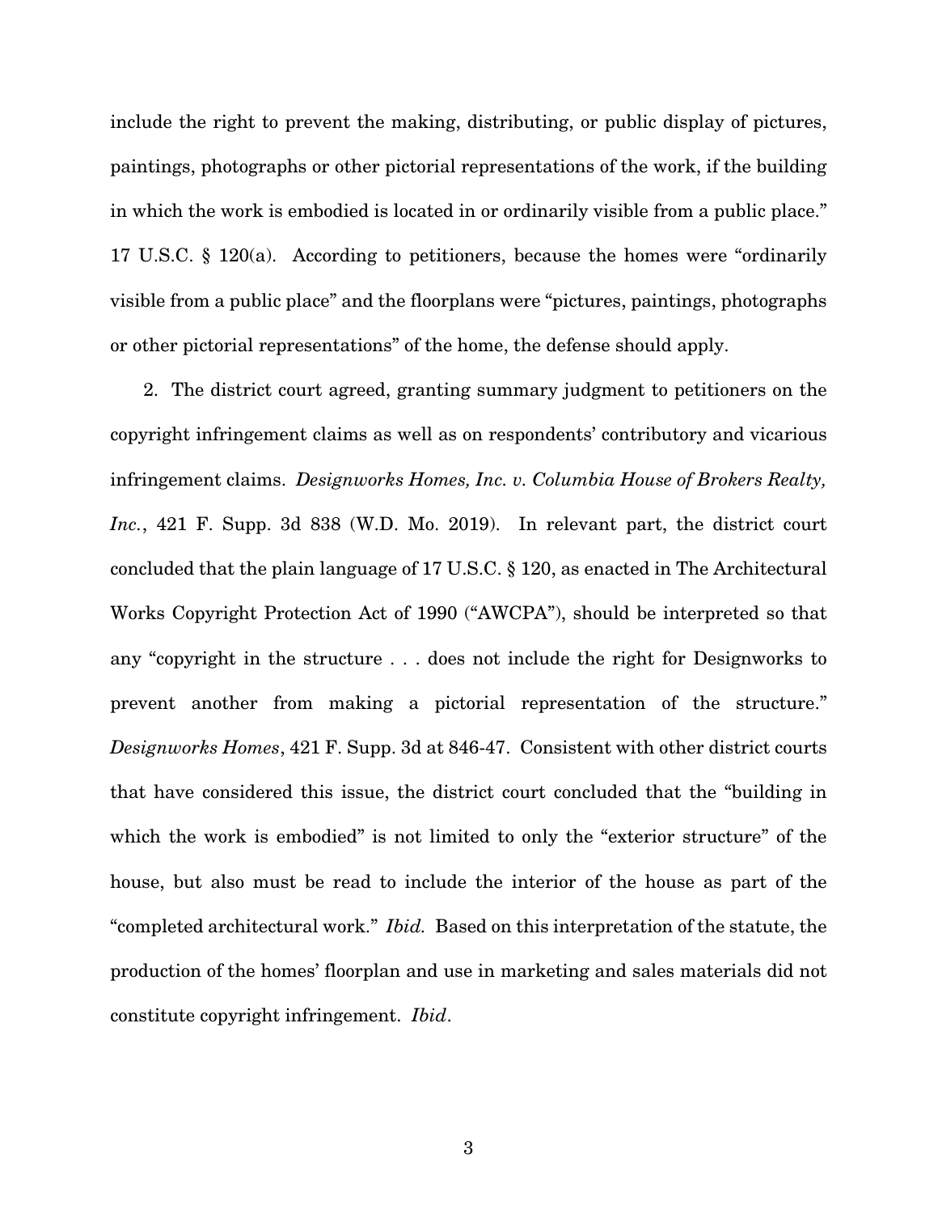include the right to prevent the making, distributing, or public display of pictures, paintings, photographs or other pictorial representations of the work, if the building in which the work is embodied is located in or ordinarily visible from a public place." 17 U.S.C. § 120(a). According to petitioners, because the homes were "ordinarily visible from a public place" and the floorplans were "pictures, paintings, photographs or other pictorial representations" of the home, the defense should apply.

2. The district court agreed, granting summary judgment to petitioners on the copyright infringement claims as well as on respondents' contributory and vicarious infringement claims. *Designworks Homes, Inc. v. Columbia House of Brokers Realty, Inc.*, 421 F. Supp. 3d 838 (W.D. Mo. 2019). In relevant part, the district court concluded that the plain language of 17 U.S.C. § 120, as enacted in The Architectural Works Copyright Protection Act of 1990 ("AWCPA"), should be interpreted so that any "copyright in the structure . . . does not include the right for Designworks to prevent another from making a pictorial representation of the structure." *Designworks Homes*, 421 F. Supp. 3d at 846-47. Consistent with other district courts that have considered this issue, the district court concluded that the "building in which the work is embodied" is not limited to only the "exterior structure" of the house, but also must be read to include the interior of the house as part of the "completed architectural work." *Ibid.* Based on this interpretation of the statute, the production of the homes' floorplan and use in marketing and sales materials did not constitute copyright infringement. *Ibid*.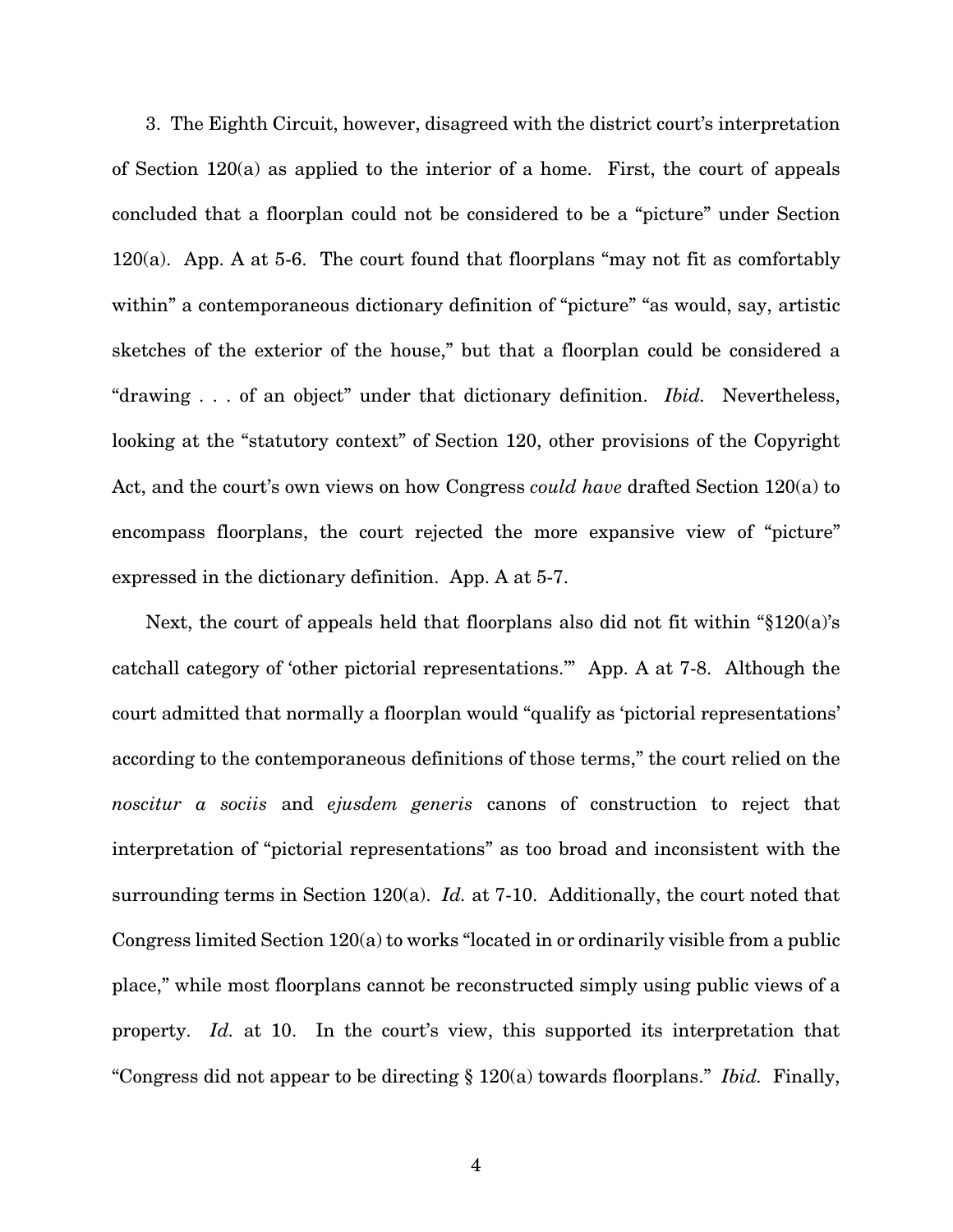3. The Eighth Circuit, however, disagreed with the district court's interpretation of Section 120(a) as applied to the interior of a home. First, the court of appeals concluded that a floorplan could not be considered to be a "picture" under Section 120(a). App. A at 5-6. The court found that floorplans "may not fit as comfortably within" a contemporaneous dictionary definition of "picture" "as would, say, artistic sketches of the exterior of the house," but that a floorplan could be considered a "drawing . . . of an object" under that dictionary definition. *Ibid.* Nevertheless, looking at the "statutory context" of Section 120, other provisions of the Copyright Act, and the court's own views on how Congress *could have* drafted Section 120(a) to encompass floorplans, the court rejected the more expansive view of "picture" expressed in the dictionary definition. App. A at 5-7.

Next, the court of appeals held that floorplans also did not fit within "§120(a)'s catchall category of 'other pictorial representations.'" App. A at 7-8. Although the court admitted that normally a floorplan would "qualify as 'pictorial representations' according to the contemporaneous definitions of those terms," the court relied on the *noscitur a sociis* and *ejusdem generis* canons of construction to reject that interpretation of "pictorial representations" as too broad and inconsistent with the surrounding terms in Section 120(a). *Id.* at 7-10. Additionally, the court noted that Congress limited Section 120(a) to works "located in or ordinarily visible from a public place," while most floorplans cannot be reconstructed simply using public views of a property. *Id.* at 10. In the court's view, this supported its interpretation that "Congress did not appear to be directing § 120(a) towards floorplans." *Ibid.* Finally,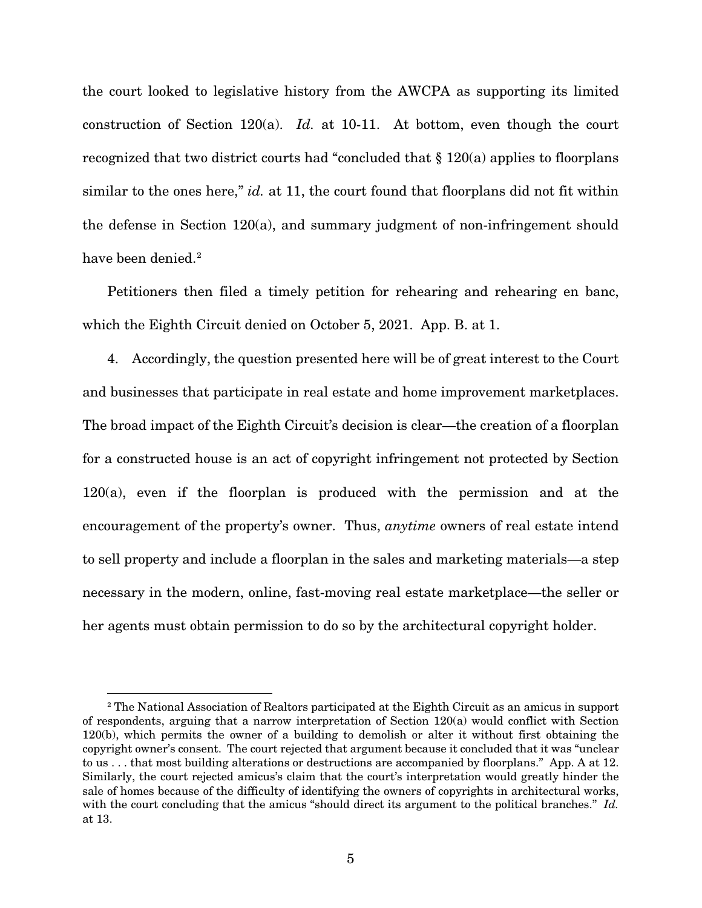the court looked to legislative history from the AWCPA as supporting its limited construction of Section 120(a). *Id.* at 10-11. At bottom, even though the court recognized that two district courts had "concluded that § 120(a) applies to floorplans similar to the ones here," *id.* at 11, the court found that floorplans did not fit within the defense in Section 120(a), and summary judgment of non-infringement should have been denied.[2]

Petitioners then filed a timely petition for rehearing and rehearing en banc, which the Eighth Circuit denied on October 5, 2021. App. B. at 1.

4. Accordingly, the question presented here will be of great interest to the Court and businesses that participate in real estate and home improvement marketplaces. The broad impact of the Eighth Circuit's decision is clear—the creation of a floorplan for a constructed house is an act of copyright infringement not protected by Section 120(a), even if the floorplan is produced with the permission and at the encouragement of the property's owner. Thus, *anytime* owners of real estate intend to sell property and include a floorplan in the sales and marketing materials—a step necessary in the modern, online, fast-moving real estate marketplace—the seller or her agents must obtain permission to do so by the architectural copyright holder.

---

[2] The National Association of Realtors participated at the Eighth Circuit as an amicus in support of respondents, arguing that a narrow interpretation of Section 120(a) would conflict with Section 120(b), which permits the owner of a building to demolish or alter it without first obtaining the copyright owner's consent. The court rejected that argument because it concluded that it was "unclear to us . . . that most building alterations or destructions are accompanied by floorplans." App. A at 12. Similarly, the court rejected amicus's claim that the court's interpretation would greatly hinder the sale of homes because of the difficulty of identifying the owners of copyrights in architectural works, with the court concluding that the amicus "should direct its argument to the political branches." *Id.* at 13.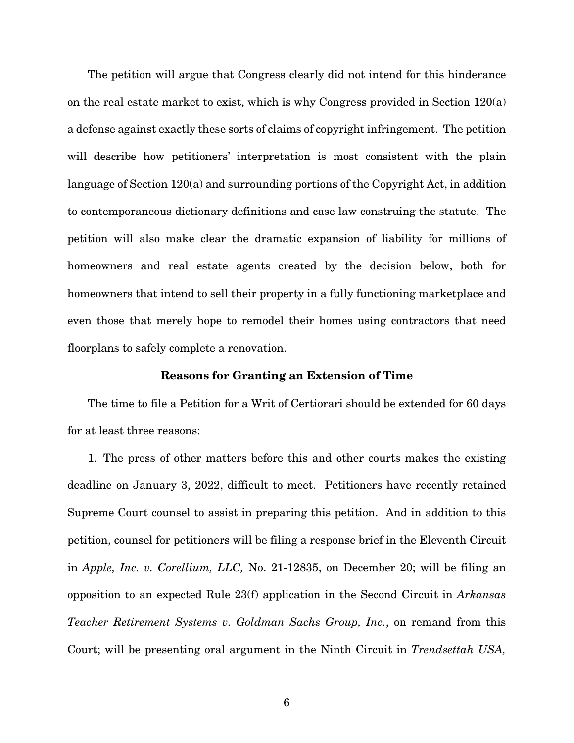The petition will argue that Congress clearly did not intend for this hinderance on the real estate market to exist, which is why Congress provided in Section 120(a) a defense against exactly these sorts of claims of copyright infringement. The petition will describe how petitioners' interpretation is most consistent with the plain language of Section 120(a) and surrounding portions of the Copyright Act, in addition to contemporaneous dictionary definitions and case law construing the statute. The petition will also make clear the dramatic expansion of liability for millions of homeowners and real estate agents created by the decision below, both for homeowners that intend to sell their property in a fully functioning marketplace and even those that merely hope to remodel their homes using contractors that need floorplans to safely complete a renovation.

**Reasons for Granting an Extension of Time**

The time to file a Petition for a Writ of Certiorari should be extended for 60 days for at least three reasons:

1. The press of other matters before this and other courts makes the existing deadline on January 3, 2022, difficult to meet. Petitioners have recently retained Supreme Court counsel to assist in preparing this petition. And in addition to this petition, counsel for petitioners will be filing a response brief in the Eleventh Circuit in *Apple, Inc. v. Corellium, LLC,* No. 21-12835, on December 20; will be filing an opposition to an expected Rule 23(f) application in the Second Circuit in *Arkansas Teacher Retirement Systems v. Goldman Sachs Group, Inc.*, on remand from this Court; will be presenting oral argument in the Ninth Circuit in *Trendsettah USA,*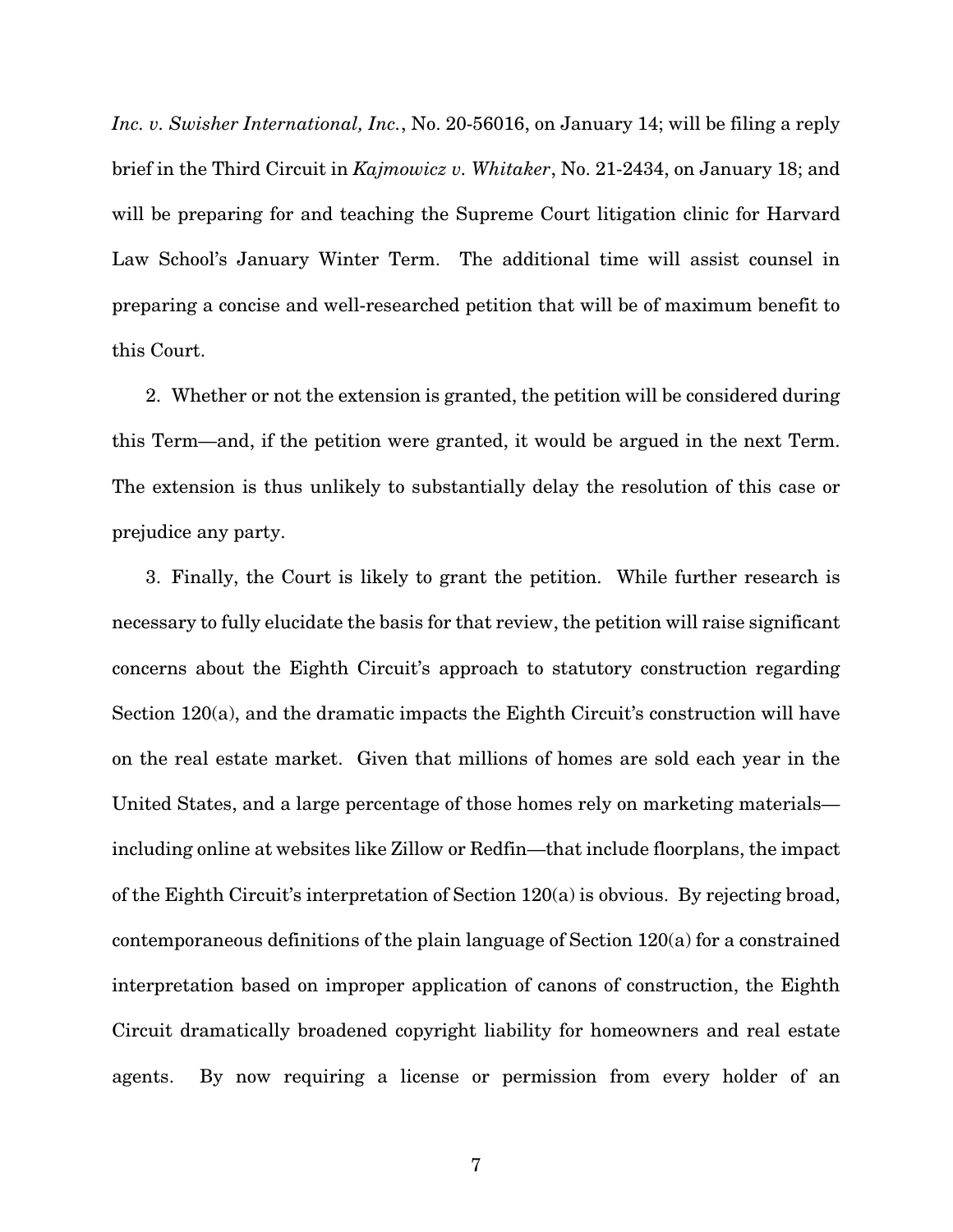*Inc. v. Swisher International, Inc.*, No. 20-56016, on January 14; will be filing a reply brief in the Third Circuit in *Kajmowicz v. Whitaker*, No. 21-2434, on January 18; and will be preparing for and teaching the Supreme Court litigation clinic for Harvard Law School's January Winter Term. The additional time will assist counsel in preparing a concise and well-researched petition that will be of maximum benefit to this Court.

2. Whether or not the extension is granted, the petition will be considered during this Term—and, if the petition were granted, it would be argued in the next Term. The extension is thus unlikely to substantially delay the resolution of this case or prejudice any party.

3. Finally, the Court is likely to grant the petition. While further research is necessary to fully elucidate the basis for that review, the petition will raise significant concerns about the Eighth Circuit's approach to statutory construction regarding Section 120(a), and the dramatic impacts the Eighth Circuit's construction will have on the real estate market. Given that millions of homes are sold each year in the United States, and a large percentage of those homes rely on marketing materials—including online at websites like Zillow or Redfin—that include floorplans, the impact of the Eighth Circuit's interpretation of Section 120(a) is obvious. By rejecting broad, contemporaneous definitions of the plain language of Section 120(a) for a constrained interpretation based on improper application of canons of construction, the Eighth Circuit dramatically broadened copyright liability for homeowners and real estate agents. By now requiring a license or permission from every holder of an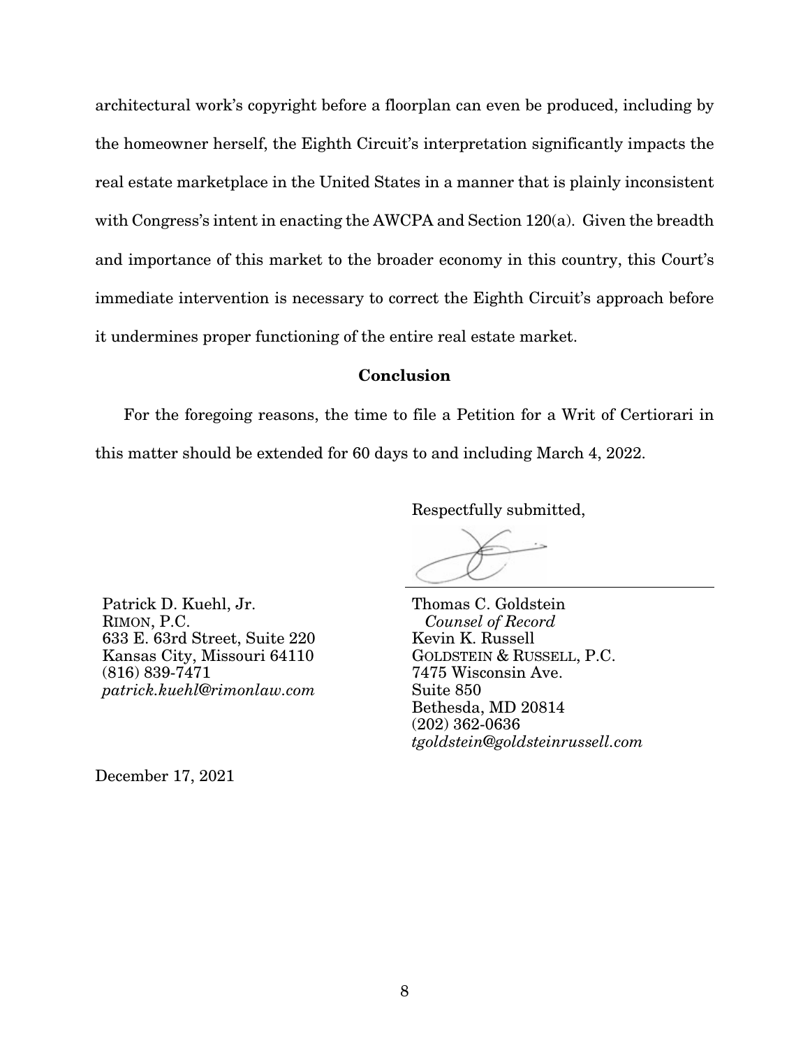architectural work's copyright before a floorplan can even be produced, including by the homeowner herself, the Eighth Circuit's interpretation significantly impacts the real estate marketplace in the United States in a manner that is plainly inconsistent with Congress's intent in enacting the AWCPA and Section 120(a). Given the breadth and importance of this market to the broader economy in this country, this Court's immediate intervention is necessary to correct the Eighth Circuit's approach before it undermines proper functioning of the entire real estate market.

**Conclusion**

For the foregoing reasons, the time to file a Petition for a Writ of Certiorari in this matter should be extended for 60 days to and including March 4, 2022.

Respectfully submitted,

Thomas C. Goldstein
*Counsel of Record*
Kevin K. Russell
GOLDSTEIN & RUSSELL, P.C.
7475 Wisconsin Ave.
Suite 850
Bethesda, MD 20814
(202) 362-0636
*tgoldstein@goldsteinrussell.com*

Patrick D. Kuehl, Jr.
RIMON, P.C.
633 E. 63rd Street, Suite 220
Kansas City, Missouri 64110
(816) 839-7471
*patrick.kuehl@rimonlaw.com*

December 17, 2021